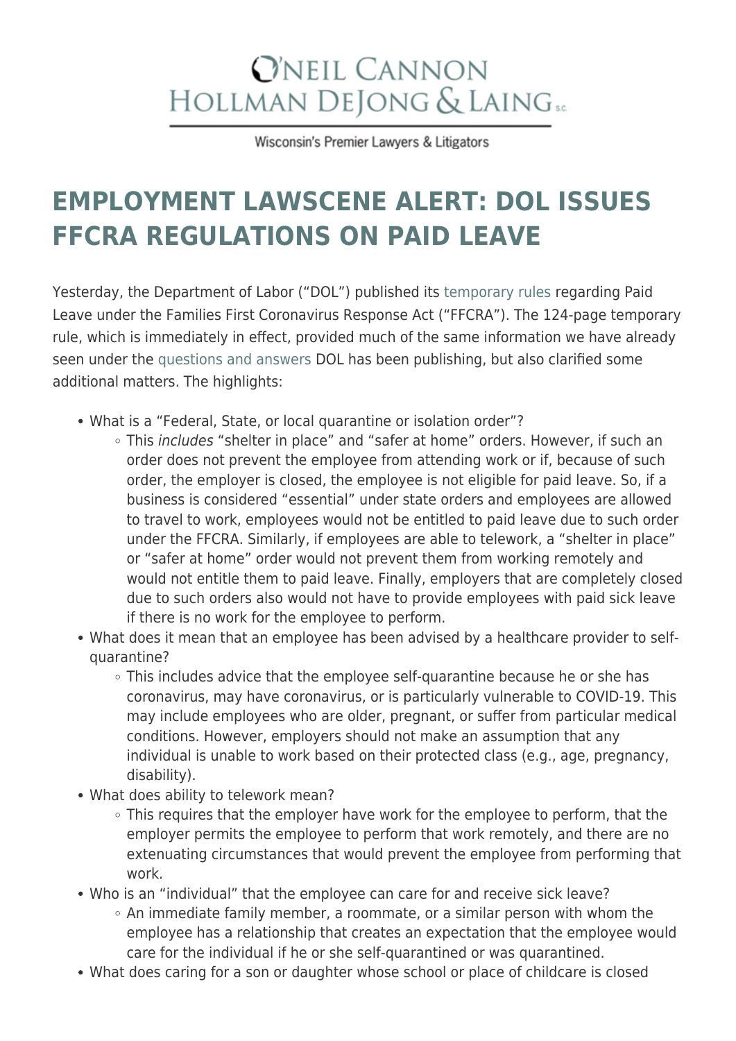O'NEIL CANNON HOLLMAN DEJONG & LAING S.C.

Wisconsin's Premier Lawyers & Litigators

# EMPLOYMENT LAWSCENE ALERT: DOL ISSUES FFCRA REGULATIONS ON PAID LEAVE

Yesterday, the Department of Labor ("DOL") published its temporary rules regarding Paid Leave under the Families First Coronavirus Response Act ("FFCRA"). The 124-page temporary rule, which is immediately in effect, provided much of the same information we have already seen under the questions and answers DOL has been publishing, but also clarified some additional matters. The highlights:

- What is a "Federal, State, or local quarantine or isolation order"?
  - This *includes* "shelter in place" and "safer at home" orders. However, if such an order does not prevent the employee from attending work or if, because of such order, the employer is closed, the employee is not eligible for paid leave. So, if a business is considered "essential" under state orders and employees are allowed to travel to work, employees would not be entitled to paid leave due to such order under the FFCRA. Similarly, if employees are able to telework, a "shelter in place" or "safer at home" order would not prevent them from working remotely and would not entitle them to paid leave. Finally, employers that are completely closed due to such orders also would not have to provide employees with paid sick leave if there is no work for the employee to perform.
- What does it mean that an employee has been advised by a healthcare provider to self-quarantine?
  - This includes advice that the employee self-quarantine because he or she has coronavirus, may have coronavirus, or is particularly vulnerable to COVID-19. This may include employees who are older, pregnant, or suffer from particular medical conditions. However, employers should not make an assumption that any individual is unable to work based on their protected class (e.g., age, pregnancy, disability).
- What does ability to telework mean?
  - This requires that the employer have work for the employee to perform, that the employer permits the employee to perform that work remotely, and there are no extenuating circumstances that would prevent the employee from performing that work.
- Who is an "individual" that the employee can care for and receive sick leave?
  - An immediate family member, a roommate, or a similar person with whom the employee has a relationship that creates an expectation that the employee would care for the individual if he or she self-quarantined or was quarantined.
- What does caring for a son or daughter whose school or place of childcare is closed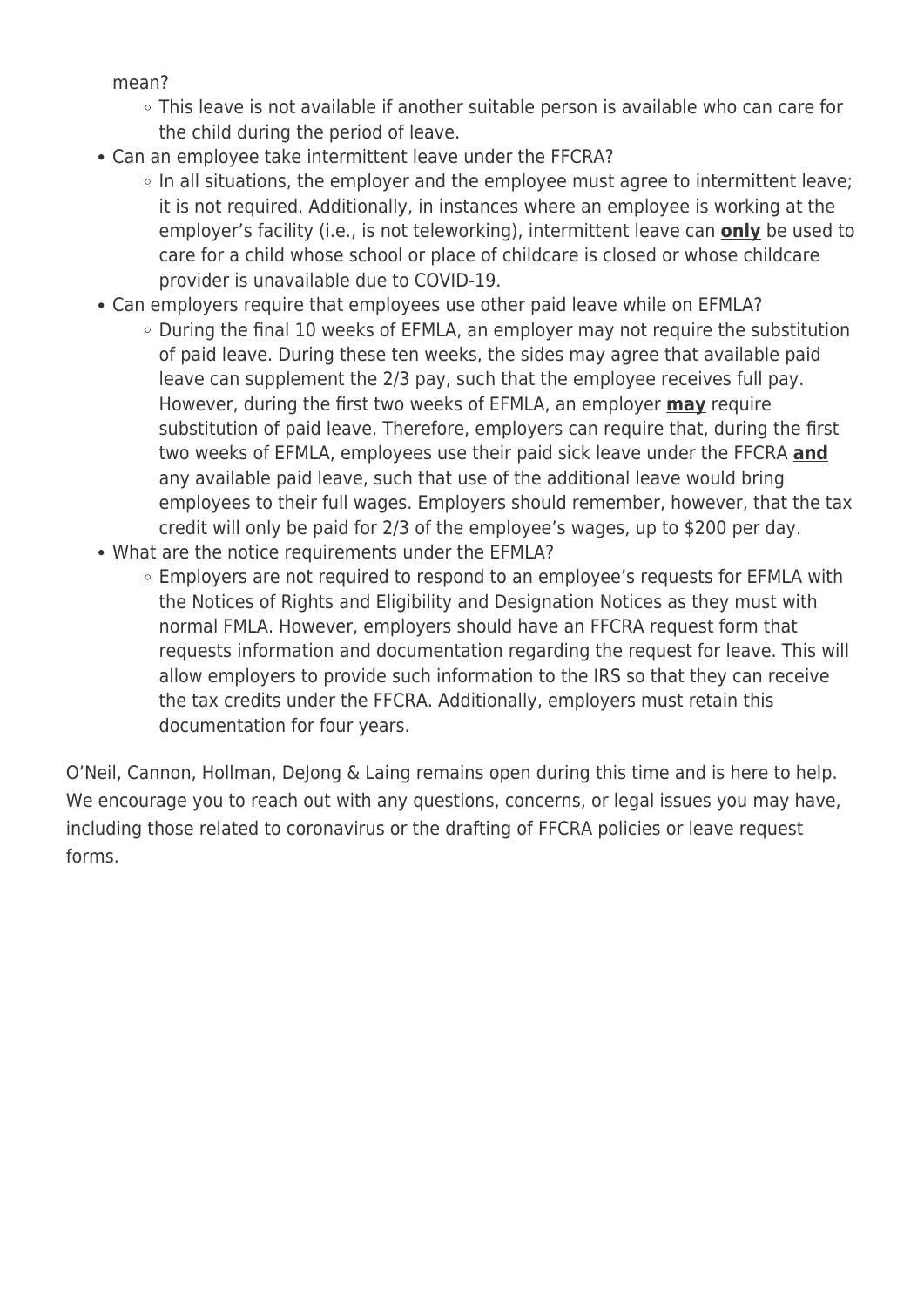mean?

  - This leave is not available if another suitable person is available who can care for the child during the period of leave.

- Can an employee take intermittent leave under the FFCRA?
  - In all situations, the employer and the employee must agree to intermittent leave; it is not required. Additionally, in instances where an employee is working at the employer's facility (i.e., is not teleworking), intermittent leave can **only** be used to care for a child whose school or place of childcare is closed or whose childcare provider is unavailable due to COVID-19.
- Can employers require that employees use other paid leave while on EFMLA?
  - During the final 10 weeks of EFMLA, an employer may not require the substitution of paid leave. During these ten weeks, the sides may agree that available paid leave can supplement the 2/3 pay, such that the employee receives full pay. However, during the first two weeks of EFMLA, an employer **may** require substitution of paid leave. Therefore, employers can require that, during the first two weeks of EFMLA, employees use their paid sick leave under the FFCRA **and** any available paid leave, such that use of the additional leave would bring employees to their full wages. Employers should remember, however, that the tax credit will only be paid for 2/3 of the employee's wages, up to $200 per day.
- What are the notice requirements under the EFMLA?
  - Employers are not required to respond to an employee's requests for EFMLA with the Notices of Rights and Eligibility and Designation Notices as they must with normal FMLA. However, employers should have an FFCRA request form that requests information and documentation regarding the request for leave. This will allow employers to provide such information to the IRS so that they can receive the tax credits under the FFCRA. Additionally, employers must retain this documentation for four years.

O'Neil, Cannon, Hollman, DeJong & Laing remains open during this time and is here to help. We encourage you to reach out with any questions, concerns, or legal issues you may have, including those related to coronavirus or the drafting of FFCRA policies or leave request forms.